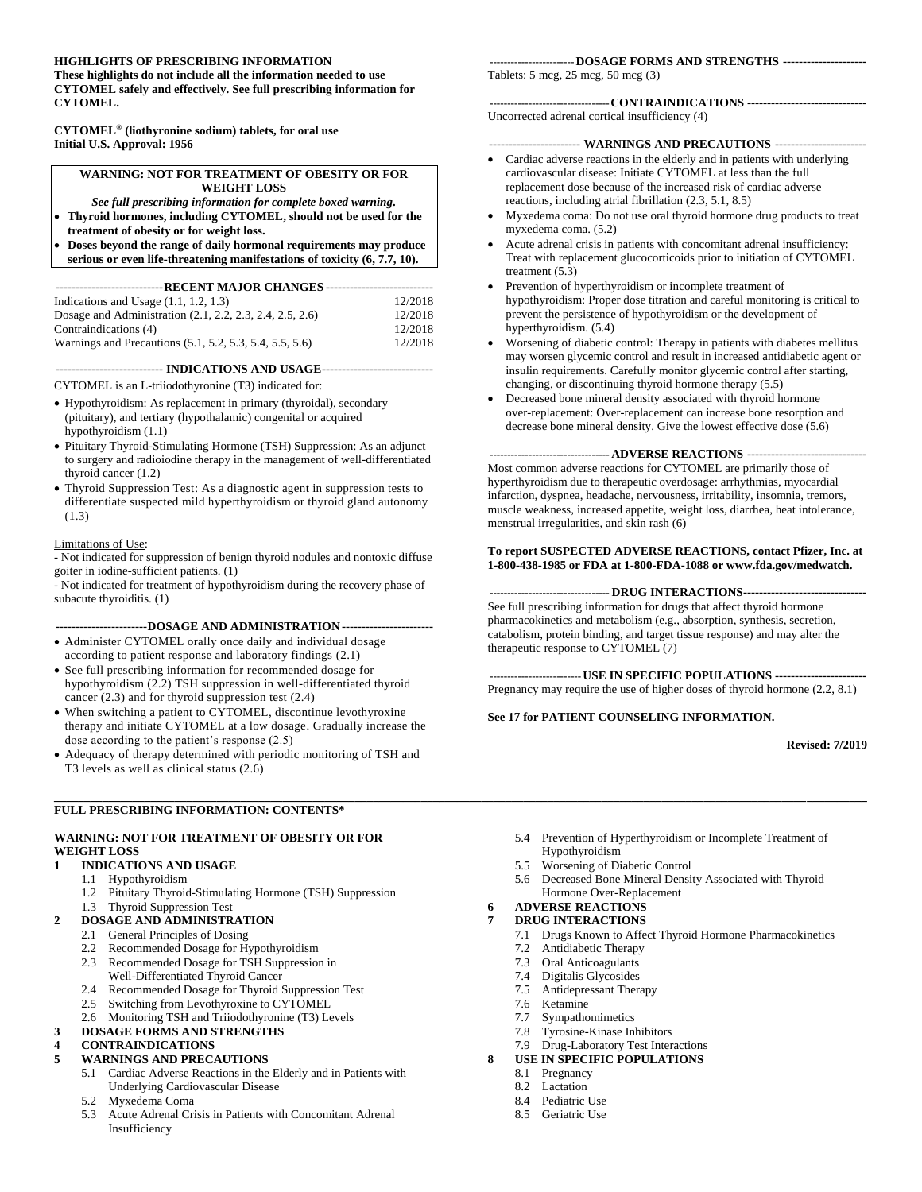**HIGHLIGHTS OF PRESCRIBING INFORMATION**
**These highlights do not include all the information needed to use CYTOMEL safely and effectively. See full prescribing information for CYTOMEL.**

**CYTOMEL® (liothyronine sodium) tablets, for oral use**
**Initial U.S. Approval: 1956**

**WARNING: NOT FOR TREATMENT OF OBESITY OR FOR WEIGHT LOSS**
***See full prescribing information for complete boxed warning.***

- **Thyroid hormones, including CYTOMEL, should not be used for the treatment of obesity or for weight loss.**
- **Doses beyond the range of daily hormonal requirements may produce serious or even life-threatening manifestations of toxicity (6, 7.7, 10).**

**RECENT MAJOR CHANGES**

| | |
|---|---|
| Indications and Usage (1.1, 1.2, 1.3) | 12/2018 |
| Dosage and Administration (2.1, 2.2, 2.3, 2.4, 2.5, 2.6) | 12/2018 |
| Contraindications (4) | 12/2018 |
| Warnings and Precautions (5.1, 5.2, 5.3, 5.4, 5.5, 5.6) | 12/2018 |

**INDICATIONS AND USAGE**

CYTOMEL is an L-triiodothyronine (T3) indicated for:

- Hypothyroidism: As replacement in primary (thyroidal), secondary (pituitary), and tertiary (hypothalamic) congenital or acquired hypothyroidism (1.1)
- Pituitary Thyroid-Stimulating Hormone (TSH) Suppression: As an adjunct to surgery and radioiodine therapy in the management of well-differentiated thyroid cancer (1.2)
- Thyroid Suppression Test: As a diagnostic agent in suppression tests to differentiate suspected mild hyperthyroidism or thyroid gland autonomy (1.3)

Limitations of Use:
- Not indicated for suppression of benign thyroid nodules and nontoxic diffuse goiter in iodine-sufficient patients. (1)
- Not indicated for treatment of hypothyroidism during the recovery phase of subacute thyroiditis. (1)

**DOSAGE AND ADMINISTRATION**

- Administer CYTOMEL orally once daily and individual dosage according to patient response and laboratory findings (2.1)
- See full prescribing information for recommended dosage for hypothyroidism (2.2) TSH suppression in well-differentiated thyroid cancer (2.3) and for thyroid suppression test (2.4)
- When switching a patient to CYTOMEL, discontinue levothyroxine therapy and initiate CYTOMEL at a low dosage. Gradually increase the dose according to the patient's response (2.5)
- Adequacy of therapy determined with periodic monitoring of TSH and T3 levels as well as clinical status (2.6)

**DOSAGE FORMS AND STRENGTHS**

Tablets: 5 mcg, 25 mcg, 50 mcg (3)

**CONTRAINDICATIONS**

Uncorrected adrenal cortical insufficiency (4)

**WARNINGS AND PRECAUTIONS**

- Cardiac adverse reactions in the elderly and in patients with underlying cardiovascular disease: Initiate CYTOMEL at less than the full replacement dose because of the increased risk of cardiac adverse reactions, including atrial fibrillation (2.3, 5.1, 8.5)
- Myxedema coma: Do not use oral thyroid hormone drug products to treat myxedema coma. (5.2)
- Acute adrenal crisis in patients with concomitant adrenal insufficiency: Treat with replacement glucocorticoids prior to initiation of CYTOMEL treatment (5.3)
- Prevention of hyperthyroidism or incomplete treatment of hypothyroidism: Proper dose titration and careful monitoring is critical to prevent the persistence of hypothyroidism or the development of hyperthyroidism. (5.4)
- Worsening of diabetic control: Therapy in patients with diabetes mellitus may worsen glycemic control and result in increased antidiabetic agent or insulin requirements. Carefully monitor glycemic control after starting, changing, or discontinuing thyroid hormone therapy (5.5)
- Decreased bone mineral density associated with thyroid hormone over-replacement: Over-replacement can increase bone resorption and decrease bone mineral density. Give the lowest effective dose (5.6)

**ADVERSE REACTIONS**

Most common adverse reactions for CYTOMEL are primarily those of hyperthyroidism due to therapeutic overdosage: arrhythmias, myocardial infarction, dyspnea, headache, nervousness, irritability, insomnia, tremors, muscle weakness, increased appetite, weight loss, diarrhea, heat intolerance, menstrual irregularities, and skin rash (6)

**To report SUSPECTED ADVERSE REACTIONS, contact Pfizer, Inc. at 1-800-438-1985 or FDA at 1-800-FDA-1088 or www.fda.gov/medwatch.**

**DRUG INTERACTIONS**

See full prescribing information for drugs that affect thyroid hormone pharmacokinetics and metabolism (e.g., absorption, synthesis, secretion, catabolism, protein binding, and target tissue response) and may alter the therapeutic response to CYTOMEL (7)

**USE IN SPECIFIC POPULATIONS**

Pregnancy may require the use of higher doses of thyroid hormone (2.2, 8.1)

**See 17 for PATIENT COUNSELING INFORMATION.**

**Revised: 7/2019**

---

**FULL PRESCRIBING INFORMATION: CONTENTS***

**WARNING: NOT FOR TREATMENT OF OBESITY OR FOR WEIGHT LOSS**

**1 INDICATIONS AND USAGE**
- 1.1 Hypothyroidism
- 1.2 Pituitary Thyroid-Stimulating Hormone (TSH) Suppression
- 1.3 Thyroid Suppression Test

**2 DOSAGE AND ADMINISTRATION**
- 2.1 General Principles of Dosing
- 2.2 Recommended Dosage for Hypothyroidism
- 2.3 Recommended Dosage for TSH Suppression in Well-Differentiated Thyroid Cancer
- 2.4 Recommended Dosage for Thyroid Suppression Test
- 2.5 Switching from Levothyroxine to CYTOMEL
- 2.6 Monitoring TSH and Triiodothyronine (T3) Levels

**3 DOSAGE FORMS AND STRENGTHS**

**4 CONTRAINDICATIONS**

**5 WARNINGS AND PRECAUTIONS**
- 5.1 Cardiac Adverse Reactions in the Elderly and in Patients with Underlying Cardiovascular Disease
- 5.2 Myxedema Coma
- 5.3 Acute Adrenal Crisis in Patients with Concomitant Adrenal Insufficiency
- 5.4 Prevention of Hyperthyroidism or Incomplete Treatment of Hypothyroidism
- 5.5 Worsening of Diabetic Control
- 5.6 Decreased Bone Mineral Density Associated with Thyroid Hormone Over-Replacement

**6 ADVERSE REACTIONS**

**7 DRUG INTERACTIONS**
- 7.1 Drugs Known to Affect Thyroid Hormone Pharmacokinetics
- 7.2 Antidiabetic Therapy
- 7.3 Oral Anticoagulants
- 7.4 Digitalis Glycosides
- 7.5 Antidepressant Therapy
- 7.6 Ketamine
- 7.7 Sympathomimetics
- 7.8 Tyrosine-Kinase Inhibitors
- 7.9 Drug-Laboratory Test Interactions

**8 USE IN SPECIFIC POPULATIONS**
- 8.1 Pregnancy
- 8.2 Lactation
- 8.4 Pediatric Use
- 8.5 Geriatric Use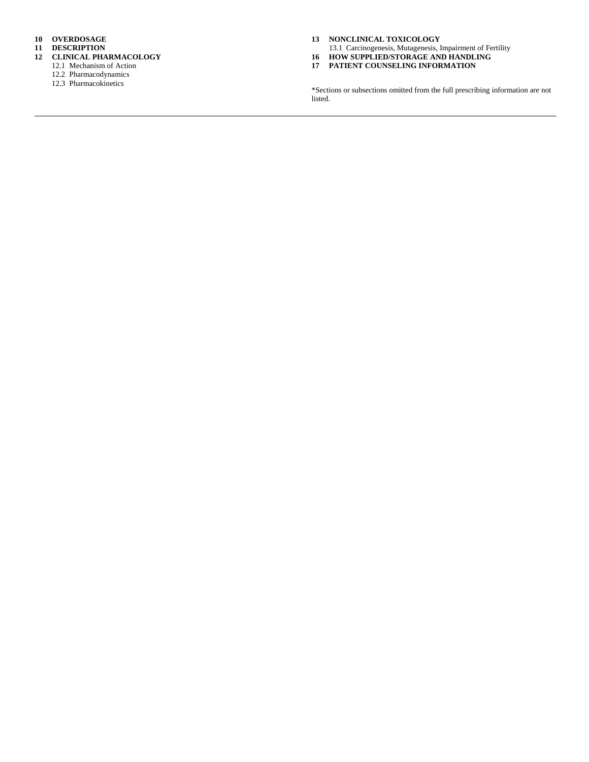**10 OVERDOSAGE**

**11 DESCRIPTION**

**12 CLINICAL PHARMACOLOGY**

- 12.1 Mechanism of Action
- 12.2 Pharmacodynamics
- 12.3 Pharmacokinetics

**13 NONCLINICAL TOXICOLOGY**

- 13.1 Carcinogenesis, Mutagenesis, Impairment of Fertility

**16 HOW SUPPLIED/STORAGE AND HANDLING**

**17 PATIENT COUNSELING INFORMATION**

*Sections or subsections omitted from the full prescribing information are not listed.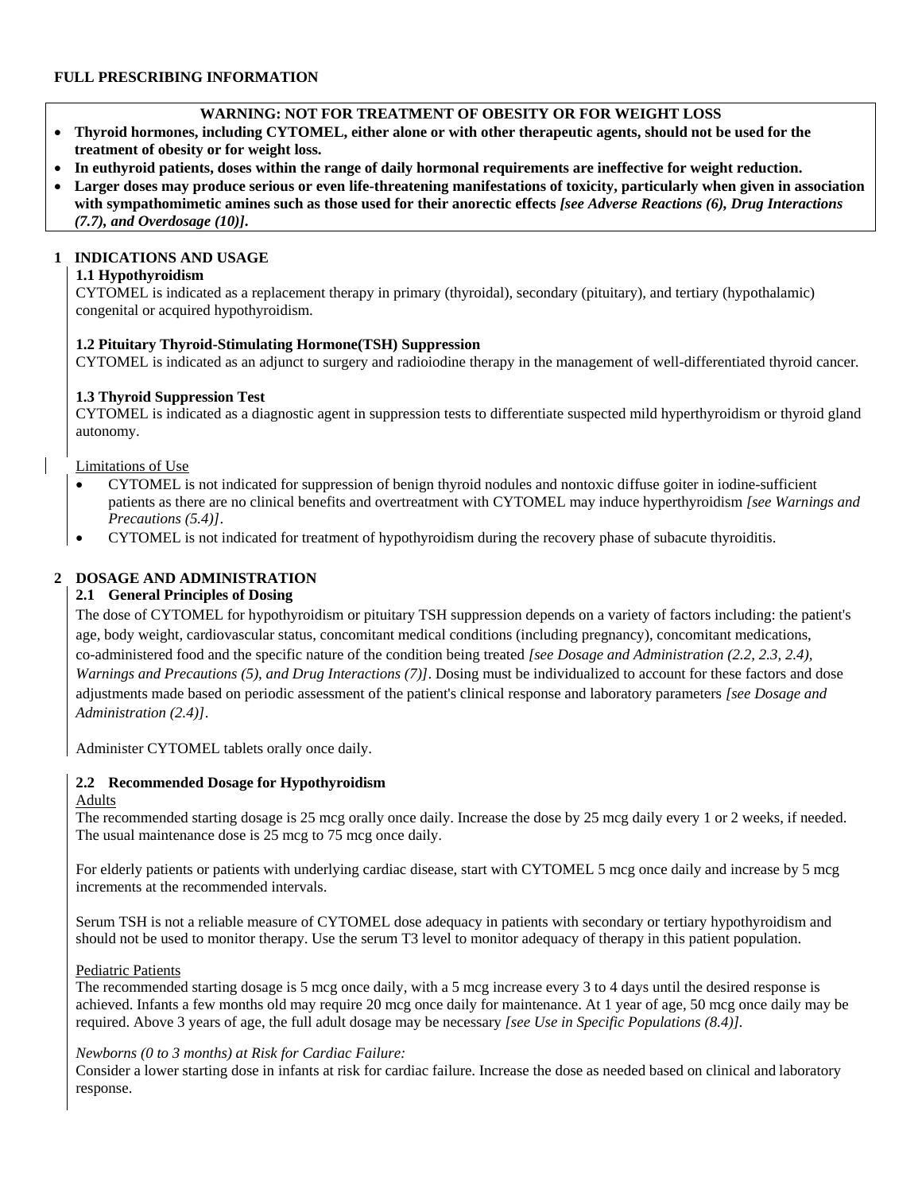**FULL PRESCRIBING INFORMATION**

**WARNING: NOT FOR TREATMENT OF OBESITY OR FOR WEIGHT LOSS**

- **Thyroid hormones, including CYTOMEL, either alone or with other therapeutic agents, should not be used for the treatment of obesity or for weight loss.**
- **In euthyroid patients, doses within the range of daily hormonal requirements are ineffective for weight reduction.**
- **Larger doses may produce serious or even life-threatening manifestations of toxicity, particularly when given in association with sympathomimetic amines such as those used for their anorectic effects *[see Adverse Reactions (6), Drug Interactions (7.7), and Overdosage (10)]*.**

# 1 INDICATIONS AND USAGE

## 1.1 Hypothyroidism

CYTOMEL is indicated as a replacement therapy in primary (thyroidal), secondary (pituitary), and tertiary (hypothalamic) congenital or acquired hypothyroidism.

## 1.2 Pituitary Thyroid-Stimulating Hormone(TSH) Suppression

CYTOMEL is indicated as an adjunct to surgery and radioiodine therapy in the management of well-differentiated thyroid cancer.

## 1.3 Thyroid Suppression Test

CYTOMEL is indicated as a diagnostic agent in suppression tests to differentiate suspected mild hyperthyroidism or thyroid gland autonomy.

Limitations of Use

- CYTOMEL is not indicated for suppression of benign thyroid nodules and nontoxic diffuse goiter in iodine-sufficient patients as there are no clinical benefits and overtreatment with CYTOMEL may induce hyperthyroidism *[see Warnings and Precautions (5.4)]*.
- CYTOMEL is not indicated for treatment of hypothyroidism during the recovery phase of subacute thyroiditis.

# 2 DOSAGE AND ADMINISTRATION

## 2.1 General Principles of Dosing

The dose of CYTOMEL for hypothyroidism or pituitary TSH suppression depends on a variety of factors including: the patient's age, body weight, cardiovascular status, concomitant medical conditions (including pregnancy), concomitant medications, co-administered food and the specific nature of the condition being treated *[see Dosage and Administration (2.2, 2.3, 2.4), Warnings and Precautions (5), and Drug Interactions (7)]*. Dosing must be individualized to account for these factors and dose adjustments made based on periodic assessment of the patient's clinical response and laboratory parameters *[see Dosage and Administration (2.4)]*.

Administer CYTOMEL tablets orally once daily.

## 2.2 Recommended Dosage for Hypothyroidism

Adults

The recommended starting dosage is 25 mcg orally once daily. Increase the dose by 25 mcg daily every 1 or 2 weeks, if needed. The usual maintenance dose is 25 mcg to 75 mcg once daily.

For elderly patients or patients with underlying cardiac disease, start with CYTOMEL 5 mcg once daily and increase by 5 mcg increments at the recommended intervals.

Serum TSH is not a reliable measure of CYTOMEL dose adequacy in patients with secondary or tertiary hypothyroidism and should not be used to monitor therapy. Use the serum T3 level to monitor adequacy of therapy in this patient population.

Pediatric Patients

The recommended starting dosage is 5 mcg once daily, with a 5 mcg increase every 3 to 4 days until the desired response is achieved. Infants a few months old may require 20 mcg once daily for maintenance. At 1 year of age, 50 mcg once daily may be required. Above 3 years of age, the full adult dosage may be necessary *[see Use in Specific Populations (8.4)]*.

*Newborns (0 to 3 months) at Risk for Cardiac Failure:*

Consider a lower starting dose in infants at risk for cardiac failure. Increase the dose as needed based on clinical and laboratory response.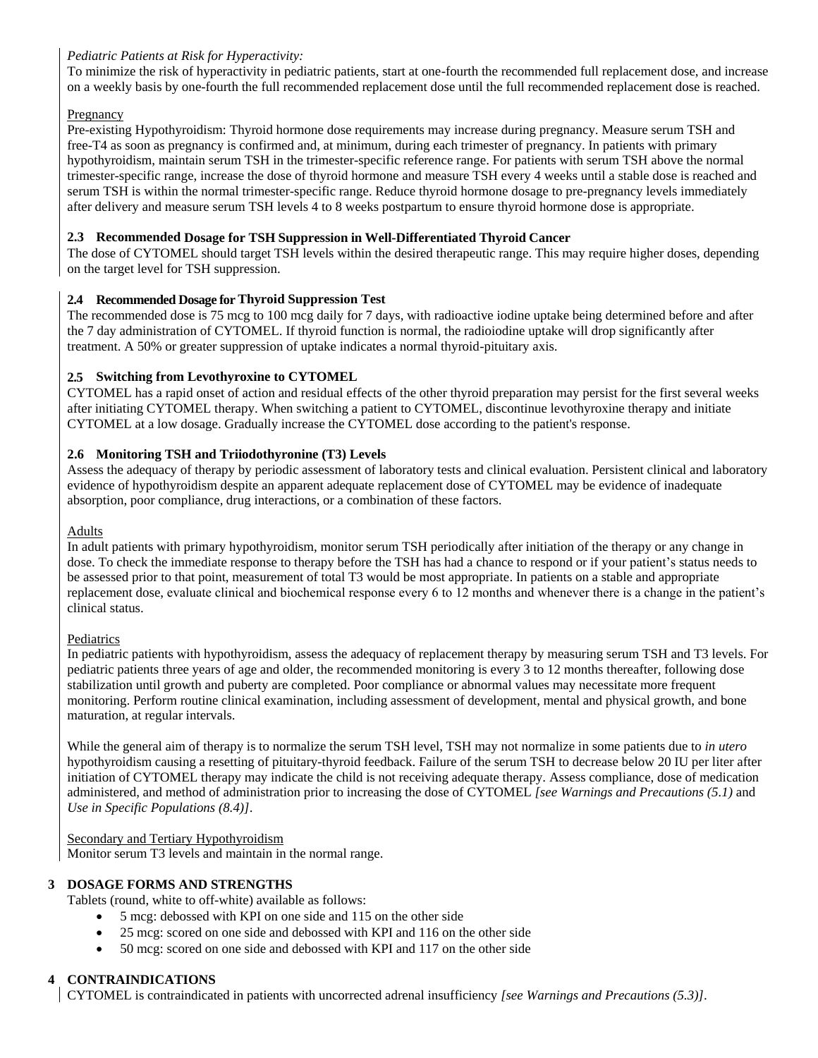*Pediatric Patients at Risk for Hyperactivity:*
To minimize the risk of hyperactivity in pediatric patients, start at one-fourth the recommended full replacement dose, and increase on a weekly basis by one-fourth the full recommended replacement dose until the full recommended replacement dose is reached.

Pregnancy
Pre-existing Hypothyroidism: Thyroid hormone dose requirements may increase during pregnancy. Measure serum TSH and free-T4 as soon as pregnancy is confirmed and, at minimum, during each trimester of pregnancy. In patients with primary hypothyroidism, maintain serum TSH in the trimester-specific reference range. For patients with serum TSH above the normal trimester-specific range, increase the dose of thyroid hormone and measure TSH every 4 weeks until a stable dose is reached and serum TSH is within the normal trimester-specific range. Reduce thyroid hormone dosage to pre-pregnancy levels immediately after delivery and measure serum TSH levels 4 to 8 weeks postpartum to ensure thyroid hormone dose is appropriate.

### 2.3 Recommended Dosage for TSH Suppression in Well-Differentiated Thyroid Cancer

The dose of CYTOMEL should target TSH levels within the desired therapeutic range. This may require higher doses, depending on the target level for TSH suppression.

### 2.4 Recommended Dosage for Thyroid Suppression Test

The recommended dose is 75 mcg to 100 mcg daily for 7 days, with radioactive iodine uptake being determined before and after the 7 day administration of CYTOMEL. If thyroid function is normal, the radioiodine uptake will drop significantly after treatment. A 50% or greater suppression of uptake indicates a normal thyroid-pituitary axis.

### 2.5 Switching from Levothyroxine to CYTOMEL

CYTOMEL has a rapid onset of action and residual effects of the other thyroid preparation may persist for the first several weeks after initiating CYTOMEL therapy. When switching a patient to CYTOMEL, discontinue levothyroxine therapy and initiate CYTOMEL at a low dosage. Gradually increase the CYTOMEL dose according to the patient's response.

### 2.6 Monitoring TSH and Triiodothyronine (T3) Levels

Assess the adequacy of therapy by periodic assessment of laboratory tests and clinical evaluation. Persistent clinical and laboratory evidence of hypothyroidism despite an apparent adequate replacement dose of CYTOMEL may be evidence of inadequate absorption, poor compliance, drug interactions, or a combination of these factors.

Adults
In adult patients with primary hypothyroidism, monitor serum TSH periodically after initiation of the therapy or any change in dose. To check the immediate response to therapy before the TSH has had a chance to respond or if your patient's status needs to be assessed prior to that point, measurement of total T3 would be most appropriate. In patients on a stable and appropriate replacement dose, evaluate clinical and biochemical response every 6 to 12 months and whenever there is a change in the patient's clinical status.

Pediatrics
In pediatric patients with hypothyroidism, assess the adequacy of replacement therapy by measuring serum TSH and T3 levels. For pediatric patients three years of age and older, the recommended monitoring is every 3 to 12 months thereafter, following dose stabilization until growth and puberty are completed. Poor compliance or abnormal values may necessitate more frequent monitoring. Perform routine clinical examination, including assessment of development, mental and physical growth, and bone maturation, at regular intervals.

While the general aim of therapy is to normalize the serum TSH level, TSH may not normalize in some patients due to *in utero* hypothyroidism causing a resetting of pituitary-thyroid feedback. Failure of the serum TSH to decrease below 20 IU per liter after initiation of CYTOMEL therapy may indicate the child is not receiving adequate therapy. Assess compliance, dose of medication administered, and method of administration prior to increasing the dose of CYTOMEL *[see Warnings and Precautions (5.1)* and *Use in Specific Populations (8.4)]*.

Secondary and Tertiary Hypothyroidism
Monitor serum T3 levels and maintain in the normal range.

## 3 DOSAGE FORMS AND STRENGTHS

Tablets (round, white to off-white) available as follows:

- 5 mcg: debossed with KPI on one side and 115 on the other side
- 25 mcg: scored on one side and debossed with KPI and 116 on the other side
- 50 mcg: scored on one side and debossed with KPI and 117 on the other side

## 4 CONTRAINDICATIONS

CYTOMEL is contraindicated in patients with uncorrected adrenal insufficiency *[see Warnings and Precautions (5.3)]*.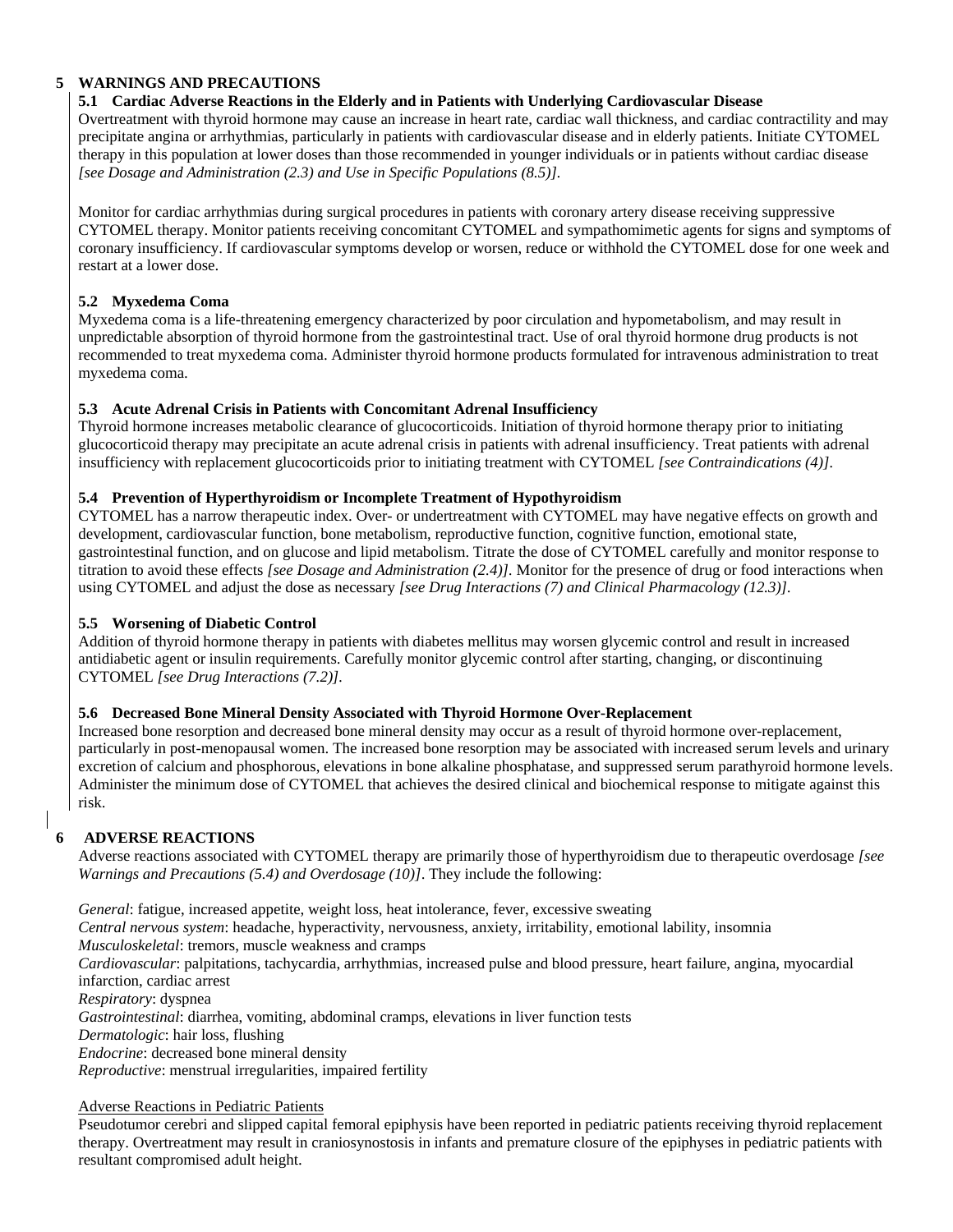## 5 WARNINGS AND PRECAUTIONS

### 5.1 Cardiac Adverse Reactions in the Elderly and in Patients with Underlying Cardiovascular Disease

Overtreatment with thyroid hormone may cause an increase in heart rate, cardiac wall thickness, and cardiac contractility and may precipitate angina or arrhythmias, particularly in patients with cardiovascular disease and in elderly patients. Initiate CYTOMEL therapy in this population at lower doses than those recommended in younger individuals or in patients without cardiac disease *[see Dosage and Administration (2.3) and Use in Specific Populations (8.5)]*.

Monitor for cardiac arrhythmias during surgical procedures in patients with coronary artery disease receiving suppressive CYTOMEL therapy. Monitor patients receiving concomitant CYTOMEL and sympathomimetic agents for signs and symptoms of coronary insufficiency. If cardiovascular symptoms develop or worsen, reduce or withhold the CYTOMEL dose for one week and restart at a lower dose.

### 5.2 Myxedema Coma

Myxedema coma is a life-threatening emergency characterized by poor circulation and hypometabolism, and may result in unpredictable absorption of thyroid hormone from the gastrointestinal tract. Use of oral thyroid hormone drug products is not recommended to treat myxedema coma. Administer thyroid hormone products formulated for intravenous administration to treat myxedema coma.

### 5.3 Acute Adrenal Crisis in Patients with Concomitant Adrenal Insufficiency

Thyroid hormone increases metabolic clearance of glucocorticoids. Initiation of thyroid hormone therapy prior to initiating glucocorticoid therapy may precipitate an acute adrenal crisis in patients with adrenal insufficiency. Treat patients with adrenal insufficiency with replacement glucocorticoids prior to initiating treatment with CYTOMEL *[see Contraindications (4)]*.

### 5.4 Prevention of Hyperthyroidism or Incomplete Treatment of Hypothyroidism

CYTOMEL has a narrow therapeutic index. Over- or undertreatment with CYTOMEL may have negative effects on growth and development, cardiovascular function, bone metabolism, reproductive function, cognitive function, emotional state, gastrointestinal function, and on glucose and lipid metabolism. Titrate the dose of CYTOMEL carefully and monitor response to titration to avoid these effects *[see Dosage and Administration (2.4)]*. Monitor for the presence of drug or food interactions when using CYTOMEL and adjust the dose as necessary *[see Drug Interactions (7) and Clinical Pharmacology (12.3)]*.

### 5.5 Worsening of Diabetic Control

Addition of thyroid hormone therapy in patients with diabetes mellitus may worsen glycemic control and result in increased antidiabetic agent or insulin requirements. Carefully monitor glycemic control after starting, changing, or discontinuing CYTOMEL *[see Drug Interactions (7.2)]*.

### 5.6 Decreased Bone Mineral Density Associated with Thyroid Hormone Over-Replacement

Increased bone resorption and decreased bone mineral density may occur as a result of thyroid hormone over-replacement, particularly in post-menopausal women. The increased bone resorption may be associated with increased serum levels and urinary excretion of calcium and phosphorous, elevations in bone alkaline phosphatase, and suppressed serum parathyroid hormone levels. Administer the minimum dose of CYTOMEL that achieves the desired clinical and biochemical response to mitigate against this risk.

## 6 ADVERSE REACTIONS

Adverse reactions associated with CYTOMEL therapy are primarily those of hyperthyroidism due to therapeutic overdosage *[see Warnings and Precautions (5.4) and Overdosage (10)]*. They include the following:

*General*: fatigue, increased appetite, weight loss, heat intolerance, fever, excessive sweating
*Central nervous system*: headache, hyperactivity, nervousness, anxiety, irritability, emotional lability, insomnia
*Musculoskeletal*: tremors, muscle weakness and cramps
*Cardiovascular*: palpitations, tachycardia, arrhythmias, increased pulse and blood pressure, heart failure, angina, myocardial infarction, cardiac arrest
*Respiratory*: dyspnea
*Gastrointestinal*: diarrhea, vomiting, abdominal cramps, elevations in liver function tests
*Dermatologic*: hair loss, flushing
*Endocrine*: decreased bone mineral density
*Reproductive*: menstrual irregularities, impaired fertility

<u>Adverse Reactions in Pediatric Patients</u>

Pseudotumor cerebri and slipped capital femoral epiphysis have been reported in pediatric patients receiving thyroid replacement therapy. Overtreatment may result in craniosynostosis in infants and premature closure of the epiphyses in pediatric patients with resultant compromised adult height.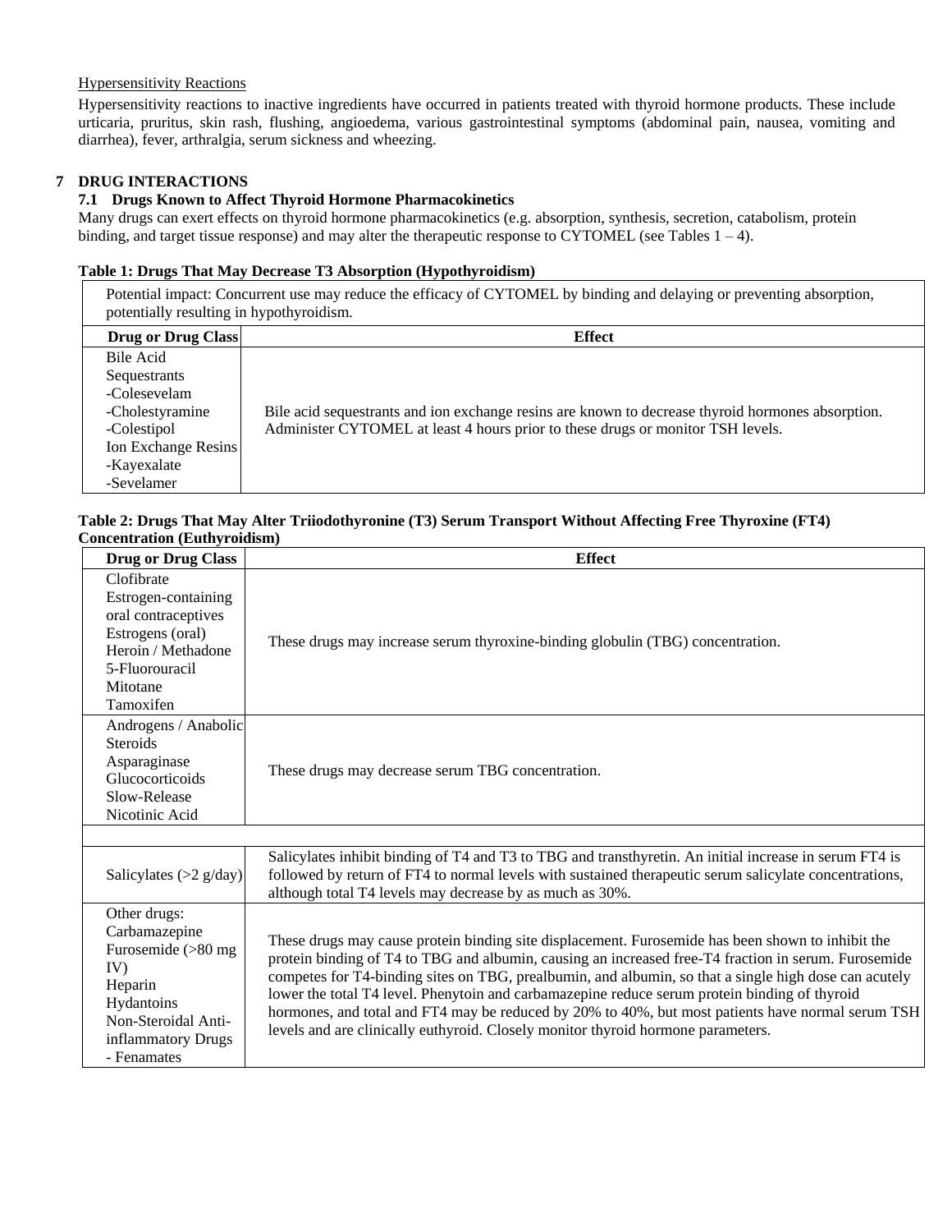Hypersensitivity Reactions

Hypersensitivity reactions to inactive ingredients have occurred in patients treated with thyroid hormone products. These include urticaria, pruritus, skin rash, flushing, angioedema, various gastrointestinal symptoms (abdominal pain, nausea, vomiting and diarrhea), fever, arthralgia, serum sickness and wheezing.

## 7 DRUG INTERACTIONS

### 7.1 Drugs Known to Affect Thyroid Hormone Pharmacokinetics

Many drugs can exert effects on thyroid hormone pharmacokinetics (e.g. absorption, synthesis, secretion, catabolism, protein binding, and target tissue response) and may alter the therapeutic response to CYTOMEL (see Tables 1 – 4).

**Table 1: Drugs That May Decrease T3 Absorption (Hypothyroidism)**

| Potential impact: Concurrent use may reduce the efficacy of CYTOMEL by binding and delaying or preventing absorption, potentially resulting in hypothyroidism. | |
|---|---|
| **Drug or Drug Class** | **Effect** |
| Bile Acid Sequestrants<br>-Colesevelam<br>-Cholestyramine<br>-Colestipol<br>Ion Exchange Resins<br>-Kayexalate<br>-Sevelamer | Bile acid sequestrants and ion exchange resins are known to decrease thyroid hormones absorption. Administer CYTOMEL at least 4 hours prior to these drugs or monitor TSH levels. |

**Table 2: Drugs That May Alter Triiodothyronine (T3) Serum Transport Without Affecting Free Thyroxine (FT4) Concentration (Euthyroidism)**

| Drug or Drug Class | Effect |
|---|---|
| Clofibrate<br>Estrogen-containing oral contraceptives<br>Estrogens (oral)<br>Heroin / Methadone<br>5-Fluorouracil<br>Mitotane<br>Tamoxifen | These drugs may increase serum thyroxine-binding globulin (TBG) concentration. |
| Androgens / Anabolic Steroids<br>Asparaginase<br>Glucocorticoids<br>Slow-Release Nicotinic Acid | These drugs may decrease serum TBG concentration. |
| | |
| Salicylates (>2 g/day) | Salicylates inhibit binding of T4 and T3 to TBG and transthyretin. An initial increase in serum FT4 is followed by return of FT4 to normal levels with sustained therapeutic serum salicylate concentrations, although total T4 levels may decrease by as much as 30%. |
| Other drugs:<br>Carbamazepine<br>Furosemide (>80 mg IV)<br>Heparin<br>Hydantoins<br>Non-Steroidal Anti-inflammatory Drugs<br>- Fenamates | These drugs may cause protein binding site displacement. Furosemide has been shown to inhibit the protein binding of T4 to TBG and albumin, causing an increased free-T4 fraction in serum. Furosemide competes for T4-binding sites on TBG, prealbumin, and albumin, so that a single high dose can acutely lower the total T4 level. Phenytoin and carbamazepine reduce serum protein binding of thyroid hormones, and total and FT4 may be reduced by 20% to 40%, but most patients have normal serum TSH levels and are clinically euthyroid. Closely monitor thyroid hormone parameters. |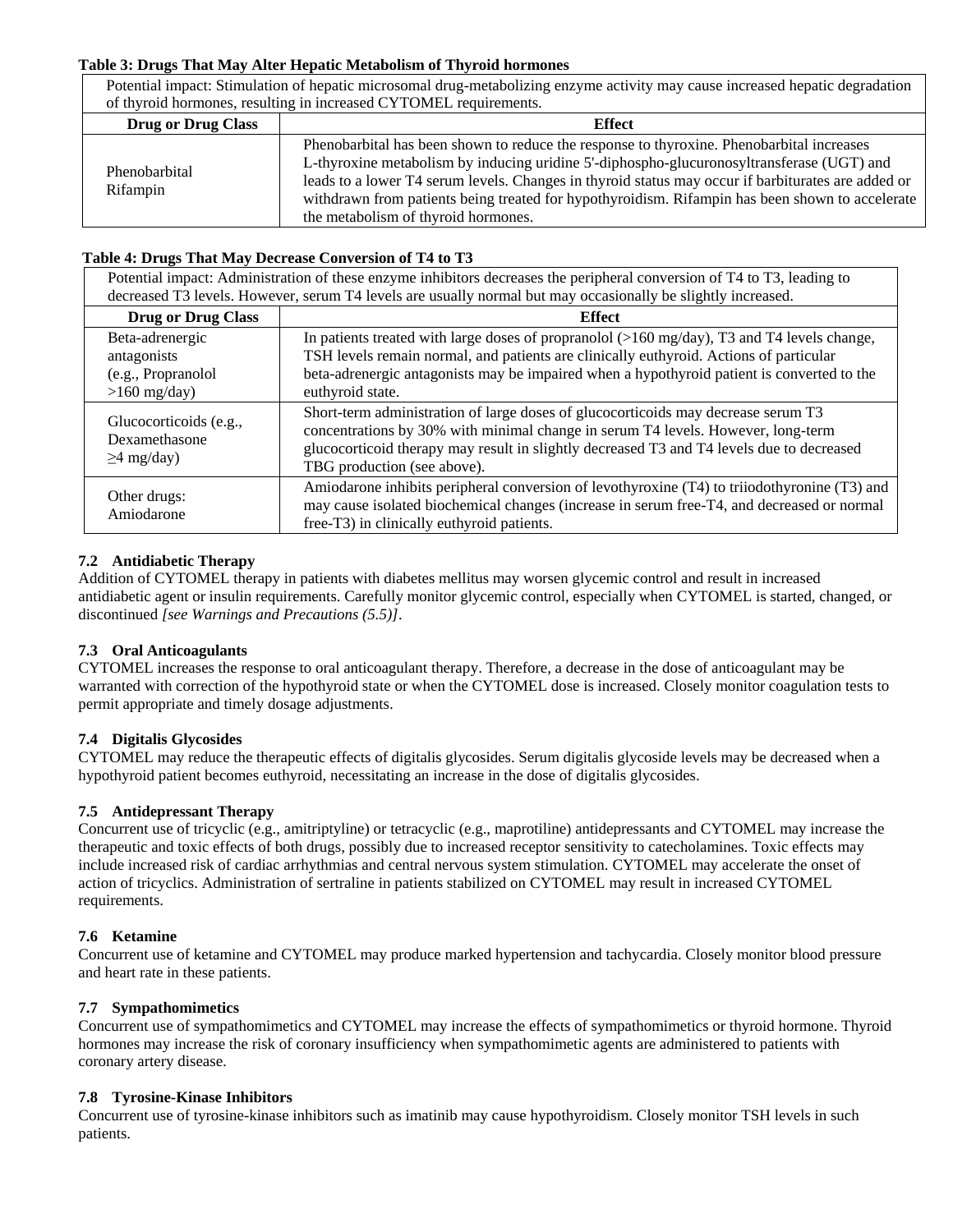**Table 3: Drugs That May Alter Hepatic Metabolism of Thyroid hormones**

| Potential impact: Stimulation of hepatic microsomal drug-metabolizing enzyme activity may cause increased hepatic degradation of thyroid hormones, resulting in increased CYTOMEL requirements. | |
|---|---|
| **Drug or Drug Class** | **Effect** |
| Phenobarbital<br>Rifampin | Phenobarbital has been shown to reduce the response to thyroxine. Phenobarbital increases L-thyroxine metabolism by inducing uridine 5'-diphospho-glucuronosyltransferase (UGT) and leads to a lower T4 serum levels. Changes in thyroid status may occur if barbiturates are added or withdrawn from patients being treated for hypothyroidism. Rifampin has been shown to accelerate the metabolism of thyroid hormones. |

**Table 4: Drugs That May Decrease Conversion of T4 to T3**

| Potential impact: Administration of these enzyme inhibitors decreases the peripheral conversion of T4 to T3, leading to decreased T3 levels. However, serum T4 levels are usually normal but may occasionally be slightly increased. | |
|---|---|
| **Drug or Drug Class** | **Effect** |
| Beta-adrenergic antagonists (e.g., Propranolol >160 mg/day) | In patients treated with large doses of propranolol (>160 mg/day), T3 and T4 levels change, TSH levels remain normal, and patients are clinically euthyroid. Actions of particular beta-adrenergic antagonists may be impaired when a hypothyroid patient is converted to the euthyroid state. |
| Glucocorticoids (e.g., Dexamethasone ≥4 mg/day) | Short-term administration of large doses of glucocorticoids may decrease serum T3 concentrations by 30% with minimal change in serum T4 levels. However, long-term glucocorticoid therapy may result in slightly decreased T3 and T4 levels due to decreased TBG production (see above). |
| Other drugs:<br>Amiodarone | Amiodarone inhibits peripheral conversion of levothyroxine (T4) to triiodothyronine (T3) and may cause isolated biochemical changes (increase in serum free-T4, and decreased or normal free-T3) in clinically euthyroid patients. |

### 7.2 Antidiabetic Therapy

Addition of CYTOMEL therapy in patients with diabetes mellitus may worsen glycemic control and result in increased antidiabetic agent or insulin requirements. Carefully monitor glycemic control, especially when CYTOMEL is started, changed, or discontinued *[see Warnings and Precautions (5.5)]*.

### 7.3 Oral Anticoagulants

CYTOMEL increases the response to oral anticoagulant therapy. Therefore, a decrease in the dose of anticoagulant may be warranted with correction of the hypothyroid state or when the CYTOMEL dose is increased. Closely monitor coagulation tests to permit appropriate and timely dosage adjustments.

### 7.4 Digitalis Glycosides

CYTOMEL may reduce the therapeutic effects of digitalis glycosides. Serum digitalis glycoside levels may be decreased when a hypothyroid patient becomes euthyroid, necessitating an increase in the dose of digitalis glycosides.

### 7.5 Antidepressant Therapy

Concurrent use of tricyclic (e.g., amitriptyline) or tetracyclic (e.g., maprotiline) antidepressants and CYTOMEL may increase the therapeutic and toxic effects of both drugs, possibly due to increased receptor sensitivity to catecholamines. Toxic effects may include increased risk of cardiac arrhythmias and central nervous system stimulation. CYTOMEL may accelerate the onset of action of tricyclics. Administration of sertraline in patients stabilized on CYTOMEL may result in increased CYTOMEL requirements.

### 7.6 Ketamine

Concurrent use of ketamine and CYTOMEL may produce marked hypertension and tachycardia. Closely monitor blood pressure and heart rate in these patients.

### 7.7 Sympathomimetics

Concurrent use of sympathomimetics and CYTOMEL may increase the effects of sympathomimetics or thyroid hormone. Thyroid hormones may increase the risk of coronary insufficiency when sympathomimetic agents are administered to patients with coronary artery disease.

### 7.8 Tyrosine-Kinase Inhibitors

Concurrent use of tyrosine-kinase inhibitors such as imatinib may cause hypothyroidism. Closely monitor TSH levels in such patients.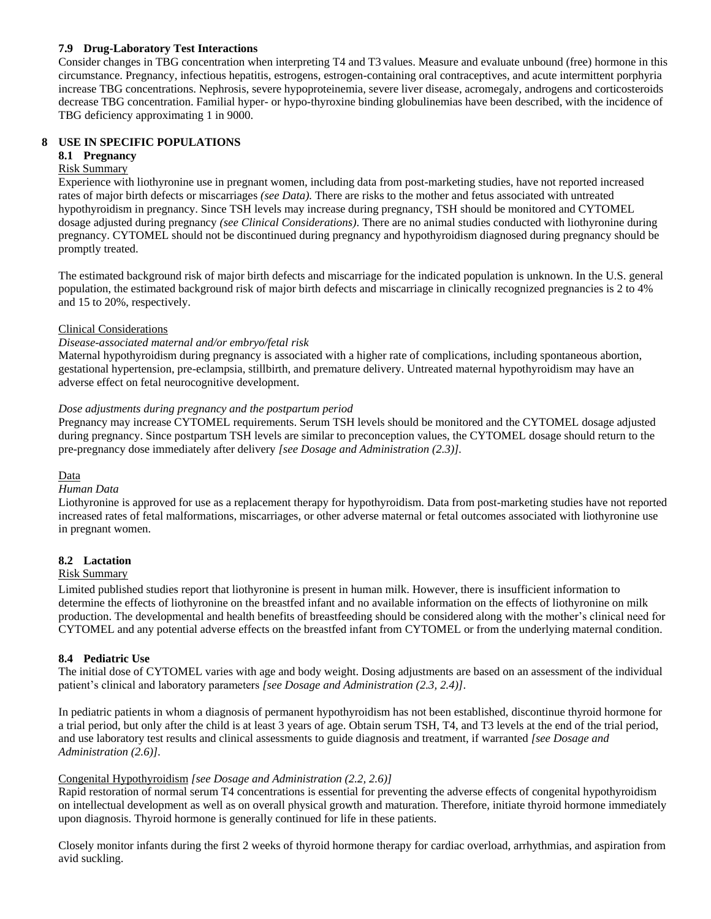### 7.9 Drug-Laboratory Test Interactions

Consider changes in TBG concentration when interpreting T4 and T3 values. Measure and evaluate unbound (free) hormone in this circumstance. Pregnancy, infectious hepatitis, estrogens, estrogen-containing oral contraceptives, and acute intermittent porphyria increase TBG concentrations. Nephrosis, severe hypoproteinemia, severe liver disease, acromegaly, androgens and corticosteroids decrease TBG concentration. Familial hyper- or hypo-thyroxine binding globulinemias have been described, with the incidence of TBG deficiency approximating 1 in 9000.

## 8 USE IN SPECIFIC POPULATIONS

### 8.1 Pregnancy

Risk Summary

Experience with liothyronine use in pregnant women, including data from post-marketing studies, have not reported increased rates of major birth defects or miscarriages *(see Data).* There are risks to the mother and fetus associated with untreated hypothyroidism in pregnancy. Since TSH levels may increase during pregnancy, TSH should be monitored and CYTOMEL dosage adjusted during pregnancy *(see Clinical Considerations)*. There are no animal studies conducted with liothyronine during pregnancy. CYTOMEL should not be discontinued during pregnancy and hypothyroidism diagnosed during pregnancy should be promptly treated.

The estimated background risk of major birth defects and miscarriage for the indicated population is unknown. In the U.S. general population, the estimated background risk of major birth defects and miscarriage in clinically recognized pregnancies is 2 to 4% and 15 to 20%, respectively.

Clinical Considerations

*Disease-associated maternal and/or embryo/fetal risk*

Maternal hypothyroidism during pregnancy is associated with a higher rate of complications, including spontaneous abortion, gestational hypertension, pre-eclampsia, stillbirth, and premature delivery. Untreated maternal hypothyroidism may have an adverse effect on fetal neurocognitive development.

*Dose adjustments during pregnancy and the postpartum period*

Pregnancy may increase CYTOMEL requirements. Serum TSH levels should be monitored and the CYTOMEL dosage adjusted during pregnancy. Since postpartum TSH levels are similar to preconception values, the CYTOMEL dosage should return to the pre-pregnancy dose immediately after delivery *[see Dosage and Administration (2.3)]*.

Data

*Human Data*

Liothyronine is approved for use as a replacement therapy for hypothyroidism. Data from post-marketing studies have not reported increased rates of fetal malformations, miscarriages, or other adverse maternal or fetal outcomes associated with liothyronine use in pregnant women.

### 8.2 Lactation

Risk Summary

Limited published studies report that liothyronine is present in human milk. However, there is insufficient information to determine the effects of liothyronine on the breastfed infant and no available information on the effects of liothyronine on milk production. The developmental and health benefits of breastfeeding should be considered along with the mother's clinical need for CYTOMEL and any potential adverse effects on the breastfed infant from CYTOMEL or from the underlying maternal condition.

### 8.4 Pediatric Use

The initial dose of CYTOMEL varies with age and body weight. Dosing adjustments are based on an assessment of the individual patient's clinical and laboratory parameters *[see Dosage and Administration (2.3, 2.4)]*.

In pediatric patients in whom a diagnosis of permanent hypothyroidism has not been established, discontinue thyroid hormone for a trial period, but only after the child is at least 3 years of age. Obtain serum TSH, T4, and T3 levels at the end of the trial period, and use laboratory test results and clinical assessments to guide diagnosis and treatment, if warranted *[see Dosage and Administration (2.6)]*.

Congenital Hypothyroidism *[see Dosage and Administration (2.2, 2.6)]*

Rapid restoration of normal serum T4 concentrations is essential for preventing the adverse effects of congenital hypothyroidism on intellectual development as well as on overall physical growth and maturation. Therefore, initiate thyroid hormone immediately upon diagnosis. Thyroid hormone is generally continued for life in these patients.

Closely monitor infants during the first 2 weeks of thyroid hormone therapy for cardiac overload, arrhythmias, and aspiration from avid suckling.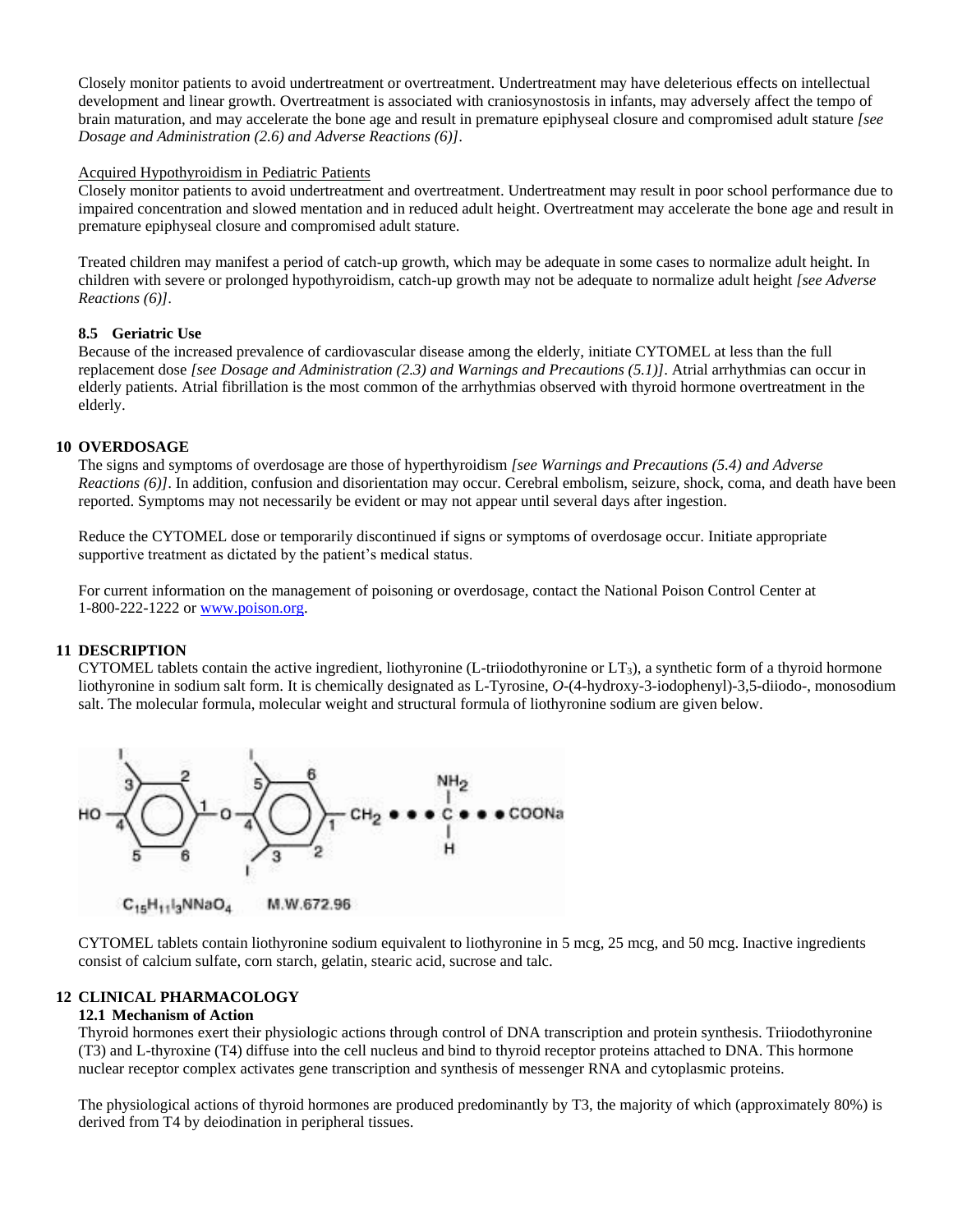Closely monitor patients to avoid undertreatment or overtreatment. Undertreatment may have deleterious effects on intellectual development and linear growth. Overtreatment is associated with craniosynostosis in infants, may adversely affect the tempo of brain maturation, and may accelerate the bone age and result in premature epiphyseal closure and compromised adult stature *[see Dosage and Administration (2.6) and Adverse Reactions (6)]*.

Acquired Hypothyroidism in Pediatric Patients

Closely monitor patients to avoid undertreatment and overtreatment. Undertreatment may result in poor school performance due to impaired concentration and slowed mentation and in reduced adult height. Overtreatment may accelerate the bone age and result in premature epiphyseal closure and compromised adult stature.

Treated children may manifest a period of catch-up growth, which may be adequate in some cases to normalize adult height. In children with severe or prolonged hypothyroidism, catch-up growth may not be adequate to normalize adult height *[see Adverse Reactions (6)]*.

### 8.5 Geriatric Use

Because of the increased prevalence of cardiovascular disease among the elderly, initiate CYTOMEL at less than the full replacement dose *[see Dosage and Administration (2.3) and Warnings and Precautions (5.1)]*. Atrial arrhythmias can occur in elderly patients. Atrial fibrillation is the most common of the arrhythmias observed with thyroid hormone overtreatment in the elderly.

## 10 OVERDOSAGE

The signs and symptoms of overdosage are those of hyperthyroidism *[see Warnings and Precautions (5.4) and Adverse Reactions (6)]*. In addition, confusion and disorientation may occur. Cerebral embolism, seizure, shock, coma, and death have been reported. Symptoms may not necessarily be evident or may not appear until several days after ingestion.

Reduce the CYTOMEL dose or temporarily discontinued if signs or symptoms of overdosage occur. Initiate appropriate supportive treatment as dictated by the patient's medical status.

For current information on the management of poisoning or overdosage, contact the National Poison Control Center at 1-800-222-1222 or www.poison.org.

## 11 DESCRIPTION

CYTOMEL tablets contain the active ingredient, liothyronine (L-triiodothyronine or $LT_3$), a synthetic form of a thyroid hormone liothyronine in sodium salt form. It is chemically designated as L-Tyrosine, *O*-(4-hydroxy-3-iodophenyl)-3,5-diiodo-, monosodium salt. The molecular formula, molecular weight and structural formula of liothyronine sodium are given below.

$C_{15}H_{11}I_3NNaO_4$ M.W.672.96

CYTOMEL tablets contain liothyronine sodium equivalent to liothyronine in 5 mcg, 25 mcg, and 50 mcg. Inactive ingredients consist of calcium sulfate, corn starch, gelatin, stearic acid, sucrose and talc.

## 12 CLINICAL PHARMACOLOGY

### 12.1 Mechanism of Action

Thyroid hormones exert their physiologic actions through control of DNA transcription and protein synthesis. Triiodothyronine (T3) and L-thyroxine (T4) diffuse into the cell nucleus and bind to thyroid receptor proteins attached to DNA. This hormone nuclear receptor complex activates gene transcription and synthesis of messenger RNA and cytoplasmic proteins.

The physiological actions of thyroid hormones are produced predominantly by T3, the majority of which (approximately 80%) is derived from T4 by deiodination in peripheral tissues.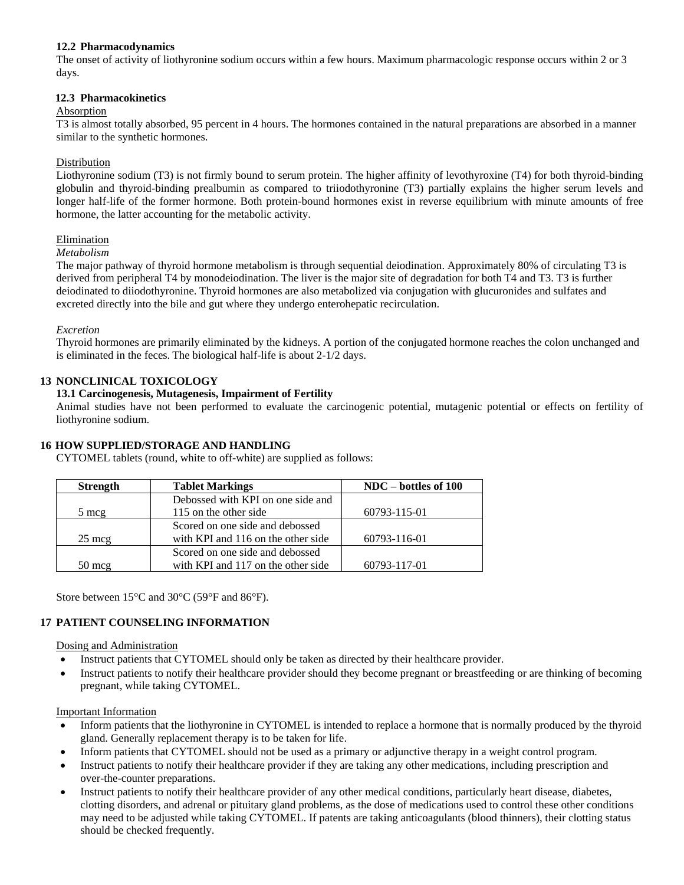### 12.2 Pharmacodynamics

The onset of activity of liothyronine sodium occurs within a few hours. Maximum pharmacologic response occurs within 2 or 3 days.

### 12.3 Pharmacokinetics

Absorption

T3 is almost totally absorbed, 95 percent in 4 hours. The hormones contained in the natural preparations are absorbed in a manner similar to the synthetic hormones.

Distribution

Liothyronine sodium (T3) is not firmly bound to serum protein. The higher affinity of levothyroxine (T4) for both thyroid-binding globulin and thyroid-binding prealbumin as compared to triiodothyronine (T3) partially explains the higher serum levels and longer half-life of the former hormone. Both protein-bound hormones exist in reverse equilibrium with minute amounts of free hormone, the latter accounting for the metabolic activity.

Elimination

*Metabolism*

The major pathway of thyroid hormone metabolism is through sequential deiodination. Approximately 80% of circulating T3 is derived from peripheral T4 by monodeiodination. The liver is the major site of degradation for both T4 and T3. T3 is further deiodinated to diiodothyronine. Thyroid hormones are also metabolized via conjugation with glucuronides and sulfates and excreted directly into the bile and gut where they undergo enterohepatic recirculation.

*Excretion*

Thyroid hormones are primarily eliminated by the kidneys. A portion of the conjugated hormone reaches the colon unchanged and is eliminated in the feces. The biological half-life is about 2-1/2 days.

## 13 NONCLINICAL TOXICOLOGY

### 13.1 Carcinogenesis, Mutagenesis, Impairment of Fertility

Animal studies have not been performed to evaluate the carcinogenic potential, mutagenic potential or effects on fertility of liothyronine sodium.

## 16 HOW SUPPLIED/STORAGE AND HANDLING

CYTOMEL tablets (round, white to off-white) are supplied as follows:

| Strength | Tablet Markings | NDC – bottles of 100 |
|---|---|---|
| 5 mcg | Debossed with KPI on one side and 115 on the other side | 60793-115-01 |
| 25 mcg | Scored on one side and debossed with KPI and 116 on the other side | 60793-116-01 |
| 50 mcg | Scored on one side and debossed with KPI and 117 on the other side | 60793-117-01 |

Store between 15°C and 30°C (59°F and 86°F).

## 17 PATIENT COUNSELING INFORMATION

Dosing and Administration

- Instruct patients that CYTOMEL should only be taken as directed by their healthcare provider.
- Instruct patients to notify their healthcare provider should they become pregnant or breastfeeding or are thinking of becoming pregnant, while taking CYTOMEL.

Important Information

- Inform patients that the liothyronine in CYTOMEL is intended to replace a hormone that is normally produced by the thyroid gland. Generally replacement therapy is to be taken for life.
- Inform patients that CYTOMEL should not be used as a primary or adjunctive therapy in a weight control program.
- Instruct patients to notify their healthcare provider if they are taking any other medications, including prescription and over-the-counter preparations.
- Instruct patients to notify their healthcare provider of any other medical conditions, particularly heart disease, diabetes, clotting disorders, and adrenal or pituitary gland problems, as the dose of medications used to control these other conditions may need to be adjusted while taking CYTOMEL. If patents are taking anticoagulants (blood thinners), their clotting status should be checked frequently.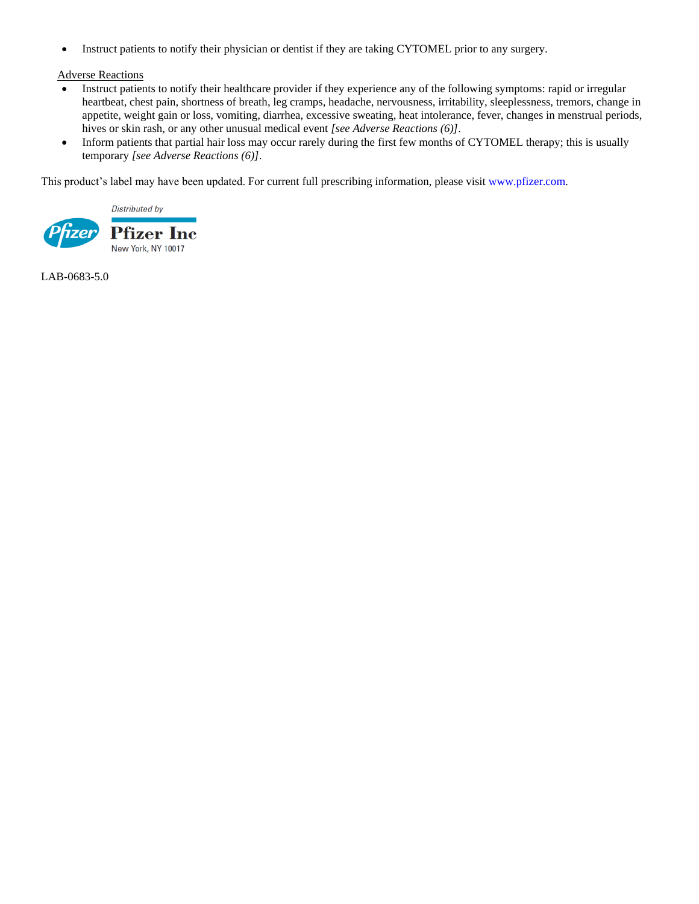- Instruct patients to notify their physician or dentist if they are taking CYTOMEL prior to any surgery.

Adverse Reactions

- Instruct patients to notify their healthcare provider if they experience any of the following symptoms: rapid or irregular heartbeat, chest pain, shortness of breath, leg cramps, headache, nervousness, irritability, sleeplessness, tremors, change in appetite, weight gain or loss, vomiting, diarrhea, excessive sweating, heat intolerance, fever, changes in menstrual periods, hives or skin rash, or any other unusual medical event *[see Adverse Reactions (6)]*.
- Inform patients that partial hair loss may occur rarely during the first few months of CYTOMEL therapy; this is usually temporary *[see Adverse Reactions (6)]*.

This product's label may have been updated. For current full prescribing information, please visit www.pfizer.com.

Distributed by
Pfizer Inc
New York, NY 10017

LAB-0683-5.0